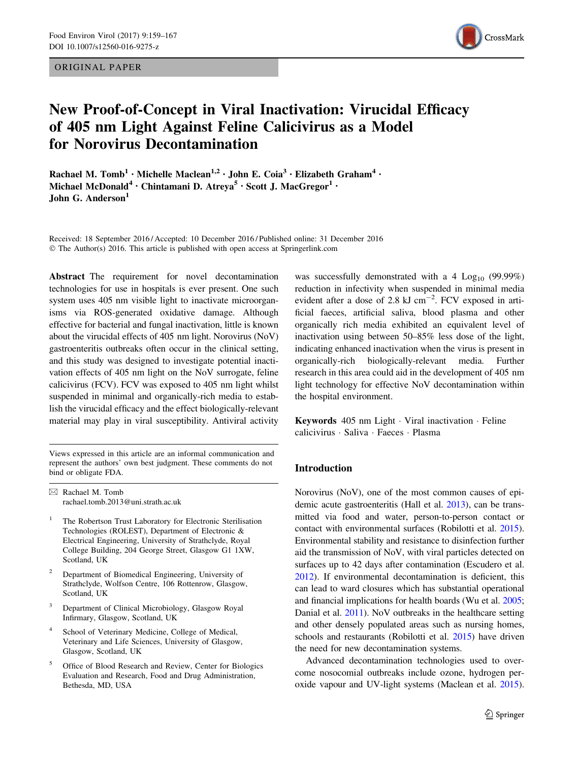ORIGINAL PAPER

# New Proof-of-Concept in Viral Inactivation: Virucidal Efficacy of 405 nm Light Against Feline Calicivirus as a Model for Norovirus Decontamination

Rachael M. Tomb[1] · Michelle Maclean[1,2] · John E. Coia[3] · Elizabeth Graham[4] · Michael McDonald[4] · Chintamani D. Atreya[5] · Scott J. MacGregor[1] · John G. Anderson[1]

Received: 18 September 2016 / Accepted: 10 December 2016 / Published online: 31 December 2016
© The Author(s) 2016. This article is published with open access at Springerlink.com

**Abstract** The requirement for novel decontamination technologies for use in hospitals is ever present. One such system uses 405 nm visible light to inactivate microorganisms via ROS-generated oxidative damage. Although effective for bacterial and fungal inactivation, little is known about the virucidal effects of 405 nm light. Norovirus (NoV) gastroenteritis outbreaks often occur in the clinical setting, and this study was designed to investigate potential inactivation effects of 405 nm light on the NoV surrogate, feline calicivirus (FCV). FCV was exposed to 405 nm light whilst suspended in minimal and organically-rich media to establish the virucidal efficacy and the effect biologically-relevant material may play in viral susceptibility. Antiviral activity was successfully demonstrated with a 4 $Log_{10}$ (99.99%) reduction in infectivity when suspended in minimal media evident after a dose of 2.8 kJ $cm^{-2}$. FCV exposed in artificial faeces, artificial saliva, blood plasma and other organically rich media exhibited an equivalent level of inactivation using between 50–85% less dose of the light, indicating enhanced inactivation when the virus is present in organically-rich biologically-relevant media. Further research in this area could aid in the development of 405 nm light technology for effective NoV decontamination within the hospital environment.

**Keywords** 405 nm Light · Viral inactivation · Feline calicivirus · Saliva · Faeces · Plasma

Views expressed in this article are an informal communication and represent the authors' own best judgment. These comments do not bind or obligate FDA.

✉ Rachael M. Tomb
rachael.tomb.2013@uni.strath.ac.uk

[1] The Robertson Trust Laboratory for Electronic Sterilisation Technologies (ROLEST), Department of Electronic & Electrical Engineering, University of Strathclyde, Royal College Building, 204 George Street, Glasgow G1 1XW, Scotland, UK

[2] Department of Biomedical Engineering, University of Strathclyde, Wolfson Centre, 106 Rottenrow, Glasgow, Scotland, UK

[3] Department of Clinical Microbiology, Glasgow Royal Infirmary, Glasgow, Scotland, UK

[4] School of Veterinary Medicine, College of Medical, Veterinary and Life Sciences, University of Glasgow, Glasgow, Scotland, UK

[5] Office of Blood Research and Review, Center for Biologics Evaluation and Research, Food and Drug Administration, Bethesda, MD, USA

## Introduction

Norovirus (NoV), one of the most common causes of epidemic acute gastroenteritis (Hall et al. 2013), can be transmitted via food and water, person-to-person contact or contact with environmental surfaces (Robilotti et al. 2015). Environmental stability and resistance to disinfection further aid the transmission of NoV, with viral particles detected on surfaces up to 42 days after contamination (Escudero et al. 2012). If environmental decontamination is deficient, this can lead to ward closures which has substantial operational and financial implications for health boards (Wu et al. 2005; Danial et al. 2011). NoV outbreaks in the healthcare setting and other densely populated areas such as nursing homes, schools and restaurants (Robilotti et al. 2015) have driven the need for new decontamination systems.

Advanced decontamination technologies used to overcome nosocomial outbreaks include ozone, hydrogen peroxide vapour and UV-light systems (Maclean et al. 2015).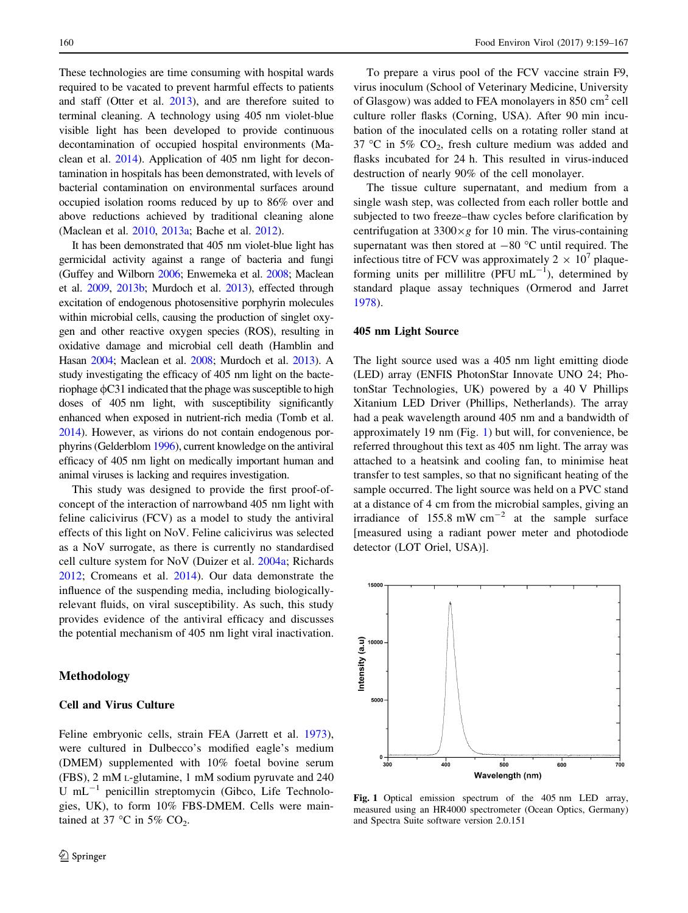These technologies are time consuming with hospital wards required to be vacated to prevent harmful effects to patients and staff (Otter et al. 2013), and are therefore suited to terminal cleaning. A technology using 405 nm violet-blue visible light has been developed to provide continuous decontamination of occupied hospital environments (Maclean et al. 2014). Application of 405 nm light for decontamination in hospitals has been demonstrated, with levels of bacterial contamination on environmental surfaces around occupied isolation rooms reduced by up to 86% over and above reductions achieved by traditional cleaning alone (Maclean et al. 2010, 2013a; Bache et al. 2012).

It has been demonstrated that 405 nm violet-blue light has germicidal activity against a range of bacteria and fungi (Guffey and Wilborn 2006; Enwemeka et al. 2008; Maclean et al. 2009, 2013b; Murdoch et al. 2013), effected through excitation of endogenous photosensitive porphyrin molecules within microbial cells, causing the production of singlet oxygen and other reactive oxygen species (ROS), resulting in oxidative damage and microbial cell death (Hamblin and Hasan 2004; Maclean et al. 2008; Murdoch et al. 2013). A study investigating the efficacy of 405 nm light on the bacteriophage ϕC31 indicated that the phage was susceptible to high doses of 405 nm light, with susceptibility significantly enhanced when exposed in nutrient-rich media (Tomb et al. 2014). However, as virions do not contain endogenous porphyrins (Gelderblom 1996), current knowledge on the antiviral efficacy of 405 nm light on medically important human and animal viruses is lacking and requires investigation.

This study was designed to provide the first proof-of-concept of the interaction of narrowband 405 nm light with feline calicivirus (FCV) as a model to study the antiviral effects of this light on NoV. Feline calicivirus was selected as a NoV surrogate, as there is currently no standardised cell culture system for NoV (Duizer et al. 2004a; Richards 2012; Cromeans et al. 2014). Our data demonstrate the influence of the suspending media, including biologically-relevant fluids, on viral susceptibility. As such, this study provides evidence of the antiviral efficacy and discusses the potential mechanism of 405 nm light viral inactivation.

## Methodology

### Cell and Virus Culture

Feline embryonic cells, strain FEA (Jarrett et al. 1973), were cultured in Dulbecco's modified eagle's medium (DMEM) supplemented with 10% foetal bovine serum (FBS), 2 mM L-glutamine, 1 mM sodium pyruvate and 240 U $mL^{-1}$ penicillin streptomycin (Gibco, Life Technologies, UK), to form 10% FBS-DMEM. Cells were maintained at 37 °C in 5% $CO_2$.

To prepare a virus pool of the FCV vaccine strain F9, virus inoculum (School of Veterinary Medicine, University of Glasgow) was added to FEA monolayers in 850 $cm^2$ cell culture roller flasks (Corning, USA). After 90 min incubation of the inoculated cells on a rotating roller stand at 37 °C in 5% $CO_2$, fresh culture medium was added and flasks incubated for 24 h. This resulted in virus-induced destruction of nearly 90% of the cell monolayer.

The tissue culture supernatant, and medium from a single wash step, was collected from each roller bottle and subjected to two freeze–thaw cycles before clarification by centrifugation at $3300 \times g$ for 10 min. The virus-containing supernatant was then stored at −80 °C until required. The infectious titre of FCV was approximately $2 \times 10^7$ plaque-forming units per millilitre (PFU $mL^{-1}$), determined by standard plaque assay techniques (Ormerod and Jarret 1978).

### 405 nm Light Source

The light source used was a 405 nm light emitting diode (LED) array (ENFIS PhotonStar Innovate UNO 24; PhotonStar Technologies, UK) powered by a 40 V Phillips Xitanium LED Driver (Phillips, Netherlands). The array had a peak wavelength around 405 nm and a bandwidth of approximately 19 nm (Fig. 1) but will, for convenience, be referred throughout this text as 405 nm light. The array was attached to a heatsink and cooling fan, to minimise heat transfer to test samples, so that no significant heating of the sample occurred. The light source was held on a PVC stand at a distance of 4 cm from the microbial samples, giving an irradiance of 155.8 mW $cm^{-2}$ at the sample surface [measured using a radiant power meter and photodiode detector (LOT Oriel, USA)].

**Fig. 1** Optical emission spectrum of the 405 nm LED array, measured using an HR4000 spectrometer (Ocean Optics, Germany) and Spectra Suite software version 2.0.151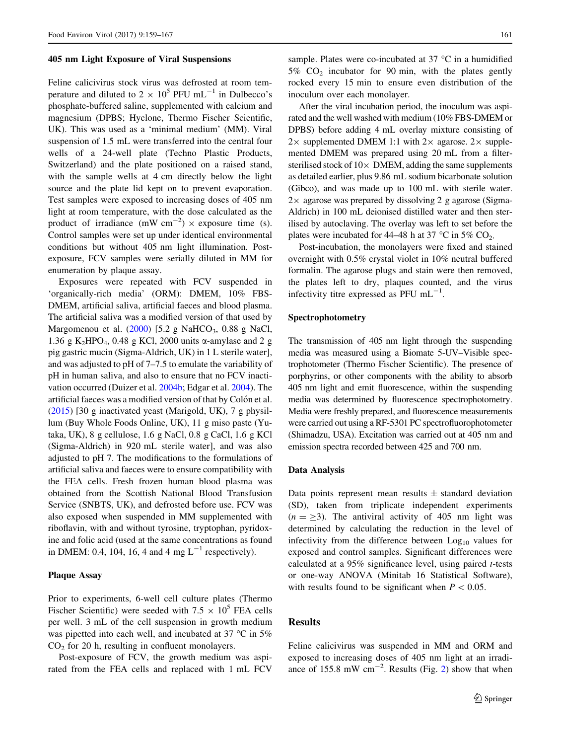### 405 nm Light Exposure of Viral Suspensions

Feline calicivirus stock virus was defrosted at room temperature and diluted to $2 \times 10^5$ PFU $mL^{-1}$ in Dulbecco's phosphate-buffered saline, supplemented with calcium and magnesium (DPBS; Hyclone, Thermo Fischer Scientific, UK). This was used as a 'minimal medium' (MM). Viral suspension of 1.5 mL were transferred into the central four wells of a 24-well plate (Techno Plastic Products, Switzerland) and the plate positioned on a raised stand, with the sample wells at 4 cm directly below the light source and the plate lid kept on to prevent evaporation. Test samples were exposed to increasing doses of 405 nm light at room temperature, with the dose calculated as the product of irradiance (mW $cm^{-2}$) × exposure time (s). Control samples were set up under identical environmental conditions but without 405 nm light illumination. Post-exposure, FCV samples were serially diluted in MM for enumeration by plaque assay.

Exposures were repeated with FCV suspended in 'organically-rich media' (ORM): DMEM, 10% FBS-DMEM, artificial saliva, artificial faeces and blood plasma. The artificial saliva was a modified version of that used by Margomenou et al. (2000) [5.2 g $NaHCO_3$, 0.88 g NaCl, 1.36 g $K_2HPO_4$, 0.48 g KCl, 2000 units α-amylase and 2 g pig gastric mucin (Sigma-Aldrich, UK) in 1 L sterile water], and was adjusted to pH of 7–7.5 to emulate the variability of pH in human saliva, and also to ensure that no FCV inactivation occurred (Duizer et al. 2004b; Edgar et al. 2004). The artificial faeces was a modified version of that by Colón et al. (2015) [30 g inactivated yeast (Marigold, UK), 7 g physillum (Buy Whole Foods Online, UK), 11 g miso paste (Yutaka, UK), 8 g cellulose, 1.6 g NaCl, 0.8 g CaCl, 1.6 g KCl (Sigma-Aldrich) in 920 mL sterile water], and was also adjusted to pH 7. The modifications to the formulations of artificial saliva and faeces were to ensure compatibility with the FEA cells. Fresh frozen human blood plasma was obtained from the Scottish National Blood Transfusion Service (SNBTS, UK), and defrosted before use. FCV was also exposed when suspended in MM supplemented with riboflavin, with and without tyrosine, tryptophan, pyridoxine and folic acid (used at the same concentrations as found in DMEM: 0.4, 104, 16, 4 and 4 mg $L^{-1}$ respectively).

### Plaque Assay

Prior to experiments, 6-well cell culture plates (Thermo Fischer Scientific) were seeded with $7.5 \times 10^5$ FEA cells per well. 3 mL of the cell suspension in growth medium was pipetted into each well, and incubated at 37 °C in 5% $CO_2$ for 20 h, resulting in confluent monolayers.

Post-exposure of FCV, the growth medium was aspirated from the FEA cells and replaced with 1 mL FCV sample. Plates were co-incubated at 37 °C in a humidified 5% $CO_2$ incubator for 90 min, with the plates gently rocked every 15 min to ensure even distribution of the inoculum over each monolayer.

After the viral incubation period, the inoculum was aspirated and the well washed with medium (10% FBS-DMEM or DPBS) before adding 4 mL overlay mixture consisting of 2× supplemented DMEM 1:1 with 2× agarose. 2× supplemented DMEM was prepared using 20 mL from a filter-sterilised stock of 10× DMEM, adding the same supplements as detailed earlier, plus 9.86 mL sodium bicarbonate solution (Gibco), and was made up to 100 mL with sterile water. 2× agarose was prepared by dissolving 2 g agarose (Sigma-Aldrich) in 100 mL deionised distilled water and then sterilised by autoclaving. The overlay was left to set before the plates were incubated for 44–48 h at 37 °C in 5% $CO_2$.

Post-incubation, the monolayers were fixed and stained overnight with 0.5% crystal violet in 10% neutral buffered formalin. The agarose plugs and stain were then removed, the plates left to dry, plaques counted, and the virus infectivity titre expressed as PFU $mL^{-1}$.

### Spectrophotometry

The transmission of 405 nm light through the suspending media was measured using a Biomate 5-UV–Visible spectrophotometer (Thermo Fischer Scientific). The presence of porphyrins, or other components with the ability to absorb 405 nm light and emit fluorescence, within the suspending media was determined by fluorescence spectrophotometry. Media were freshly prepared, and fluorescence measurements were carried out using a RF-5301 PC spectrofluorophotometer (Shimadzu, USA). Excitation was carried out at 405 nm and emission spectra recorded between 425 and 700 nm.

### Data Analysis

Data points represent mean results ± standard deviation (SD), taken from triplicate independent experiments ($n = \geq 3$). The antiviral activity of 405 nm light was determined by calculating the reduction in the level of infectivity from the difference between $Log_{10}$ values for exposed and control samples. Significant differences were calculated at a 95% significance level, using paired t-tests or one-way ANOVA (Minitab 16 Statistical Software), with results found to be significant when $P < 0.05$.

## Results

Feline calicivirus was suspended in MM and ORM and exposed to increasing doses of 405 nm light at an irradiance of 155.8 mW $cm^{-2}$. Results (Fig. 2) show that when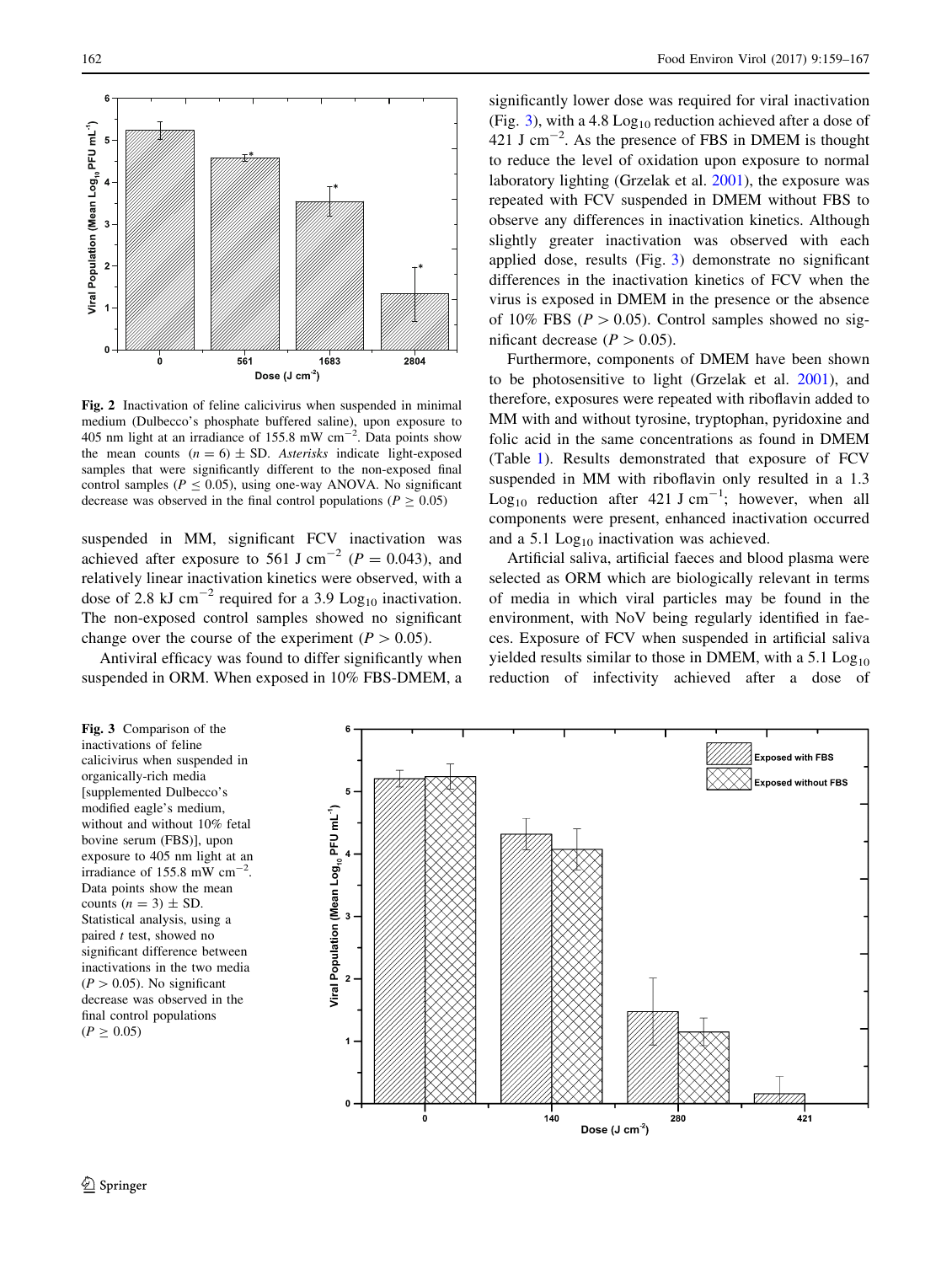Fig. 2 Inactivation of feline calicivirus when suspended in minimal medium (Dulbecco's phosphate buffered saline), upon exposure to 405 nm light at an irradiance of 155.8 mW $cm^{-2}$. Data points show the mean counts ($n = 6$) ± SD. *Asterisks* indicate light-exposed samples that were significantly different to the non-exposed final control samples ($P \leq 0.05$), using one-way ANOVA. No significant decrease was observed in the final control populations ($P \geq 0.05$)

suspended in MM, significant FCV inactivation was achieved after exposure to 561 J $cm^{-2}$ ($P = 0.043$), and relatively linear inactivation kinetics were observed, with a dose of 2.8 kJ $cm^{-2}$ required for a 3.9 $Log_{10}$ inactivation. The non-exposed control samples showed no significant change over the course of the experiment ($P > 0.05$).

Antiviral efficacy was found to differ significantly when suspended in ORM. When exposed in 10% FBS-DMEM, a significantly lower dose was required for viral inactivation (Fig. 3), with a 4.8 $Log_{10}$ reduction achieved after a dose of 421 J $cm^{-2}$. As the presence of FBS in DMEM is thought to reduce the level of oxidation upon exposure to normal laboratory lighting (Grzelak et al. 2001), the exposure was repeated with FCV suspended in DMEM without FBS to observe any differences in inactivation kinetics. Although slightly greater inactivation was observed with each applied dose, results (Fig. 3) demonstrate no significant differences in the inactivation kinetics of FCV when the virus is exposed in DMEM in the presence or the absence of 10% FBS ($P > 0.05$). Control samples showed no significant decrease ($P > 0.05$).

Furthermore, components of DMEM have been shown to be photosensitive to light (Grzelak et al. 2001), and therefore, exposures were repeated with riboflavin added to MM with and without tyrosine, tryptophan, pyridoxine and folic acid in the same concentrations as found in DMEM (Table 1). Results demonstrated that exposure of FCV suspended in MM with riboflavin only resulted in a 1.3 $Log_{10}$ reduction after 421 J $cm^{-1}$; however, when all components were present, enhanced inactivation occurred and a 5.1 $Log_{10}$ inactivation was achieved.

Artificial saliva, artificial faeces and blood plasma were selected as ORM which are biologically relevant in terms of media in which viral particles may be found in the environment, with NoV being regularly identified in faeces. Exposure of FCV when suspended in artificial saliva yielded results similar to those in DMEM, with a 5.1 $Log_{10}$ reduction of infectivity achieved after a dose of

Fig. 3 Comparison of the inactivations of feline calicivirus when suspended in organically-rich media [supplemented Dulbecco's modified eagle's medium, without and without 10% fetal bovine serum (FBS)], upon exposure to 405 nm light at an irradiance of 155.8 mW $cm^{-2}$. Data points show the mean counts ($n = 3$) ± SD. Statistical analysis, using a paired *t* test, showed no significant difference between inactivations in the two media ($P > 0.05$). No significant decrease was observed in the final control populations ($P \geq 0.05$)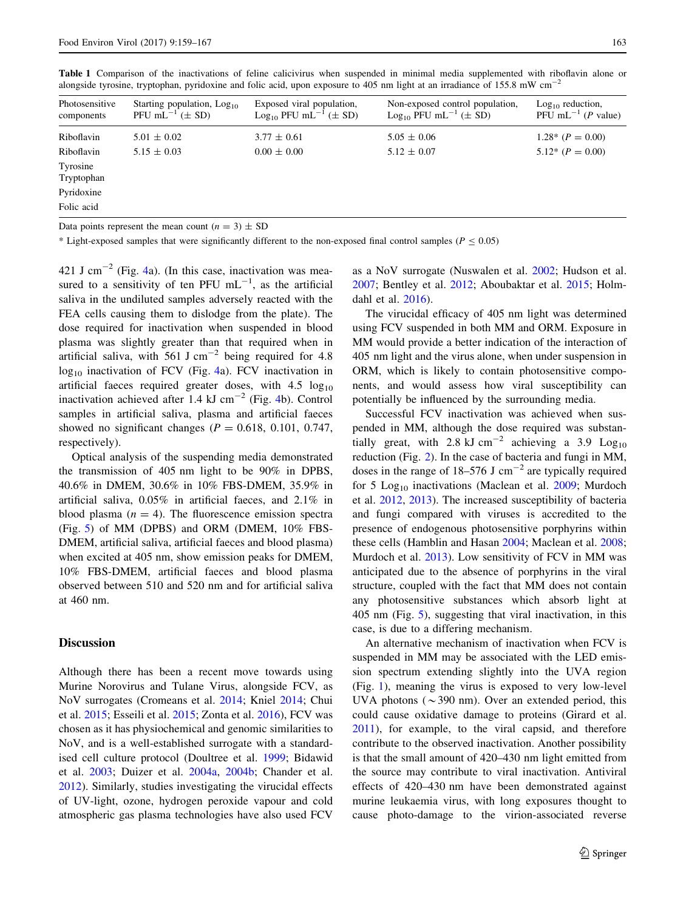**Table 1** Comparison of the inactivations of feline calicivirus when suspended in minimal media supplemented with riboflavin alone or alongside tyrosine, tryptophan, pyridoxine and folic acid, upon exposure to 405 nm light at an irradiance of 155.8 mW $cm^{-2}$

| Photosensitive components | Starting population, $Log_{10}$ PFU $mL^{-1}$ (± SD) | Exposed viral population, $Log_{10}$ PFU $mL^{-1}$ (± SD) | Non-exposed control population, $Log_{10}$ PFU $mL^{-1}$ (± SD) | $Log_{10}$ reduction, PFU $mL^{-1}$ (P value) |
|---|---|---|---|---|
| Riboflavin | 5.01 ± 0.02 | 3.77 ± 0.61 | 5.05 ± 0.06 | 1.28* (P = 0.00) |
| Riboflavin<br>Tyrosine<br>Tryptophan<br>Pyridoxine<br>Folic acid | 5.15 ± 0.03 | 0.00 ± 0.00 | 5.12 ± 0.07 | 5.12* (P = 0.00) |

Data points represent the mean count (n = 3) ± SD

* Light-exposed samples that were significantly different to the non-exposed final control samples ($P \leq 0.05$)

421 J $cm^{-2}$ (Fig. 4a). (In this case, inactivation was measured to a sensitivity of ten PFU $mL^{-1}$, as the artificial saliva in the undiluted samples adversely reacted with the FEA cells causing them to dislodge from the plate). The dose required for inactivation when suspended in blood plasma was slightly greater than that required when in artificial saliva, with 561 J $cm^{-2}$ being required for 4.8 $log_{10}$ inactivation of FCV (Fig. 4a). FCV inactivation in artificial faeces required greater doses, with 4.5 $log_{10}$ inactivation achieved after 1.4 kJ $cm^{-2}$ (Fig. 4b). Control samples in artificial saliva, plasma and artificial faeces showed no significant changes (P = 0.618, 0.101, 0.747, respectively).

Optical analysis of the suspending media demonstrated the transmission of 405 nm light to be 90% in DPBS, 40.6% in DMEM, 30.6% in 10% FBS-DMEM, 35.9% in artificial saliva, 0.05% in artificial faeces, and 2.1% in blood plasma (n = 4). The fluorescence emission spectra (Fig. 5) of MM (DPBS) and ORM (DMEM, 10% FBS-DMEM, artificial saliva, artificial faeces and blood plasma) when excited at 405 nm, show emission peaks for DMEM, 10% FBS-DMEM, artificial faeces and blood plasma observed between 510 and 520 nm and for artificial saliva at 460 nm.

## Discussion

Although there has been a recent move towards using Murine Norovirus and Tulane Virus, alongside FCV, as NoV surrogates (Cromeans et al. 2014; Kniel 2014; Chui et al. 2015; Esseili et al. 2015; Zonta et al. 2016), FCV was chosen as it has physiochemical and genomic similarities to NoV, and is a well-established surrogate with a standardised cell culture protocol (Doultree et al. 1999; Bidawid et al. 2003; Duizer et al. 2004a, 2004b; Chander et al. 2012). Similarly, studies investigating the virucidal effects of UV-light, ozone, hydrogen peroxide vapour and cold atmospheric gas plasma technologies have also used FCV as a NoV surrogate (Nuswalen et al. 2002; Hudson et al. 2007; Bentley et al. 2012; Aboubaktar et al. 2015; Holmdahl et al. 2016).

The virucidal efficacy of 405 nm light was determined using FCV suspended in both MM and ORM. Exposure in MM would provide a better indication of the interaction of 405 nm light and the virus alone, when under suspension in ORM, which is likely to contain photosensitive components, and would assess how viral susceptibility can potentially be influenced by the surrounding media.

Successful FCV inactivation was achieved when suspended in MM, although the dose required was substantially great, with 2.8 kJ $cm^{-2}$ achieving a 3.9 $Log_{10}$ reduction (Fig. 2). In the case of bacteria and fungi in MM, doses in the range of 18–576 J $cm^{-2}$ are typically required for 5 $Log_{10}$ inactivations (Maclean et al. 2009; Murdoch et al. 2012, 2013). The increased susceptibility of bacteria and fungi compared with viruses is accredited to the presence of endogenous photosensitive porphyrins within these cells (Hamblin and Hasan 2004; Maclean et al. 2008; Murdoch et al. 2013). Low sensitivity of FCV in MM was anticipated due to the absence of porphyrins in the viral structure, coupled with the fact that MM does not contain any photosensitive substances which absorb light at 405 nm (Fig. 5), suggesting that viral inactivation, in this case, is due to a differing mechanism.

An alternative mechanism of inactivation when FCV is suspended in MM may be associated with the LED emission spectrum extending slightly into the UVA region (Fig. 1), meaning the virus is exposed to very low-level UVA photons (~390 nm). Over an extended period, this could cause oxidative damage to proteins (Girard et al. 2011), for example, to the viral capsid, and therefore contribute to the observed inactivation. Another possibility is that the small amount of 420–430 nm light emitted from the source may contribute to viral inactivation. Antiviral effects of 420–430 nm have been demonstrated against murine leukaemia virus, with long exposures thought to cause photo-damage to the virion-associated reverse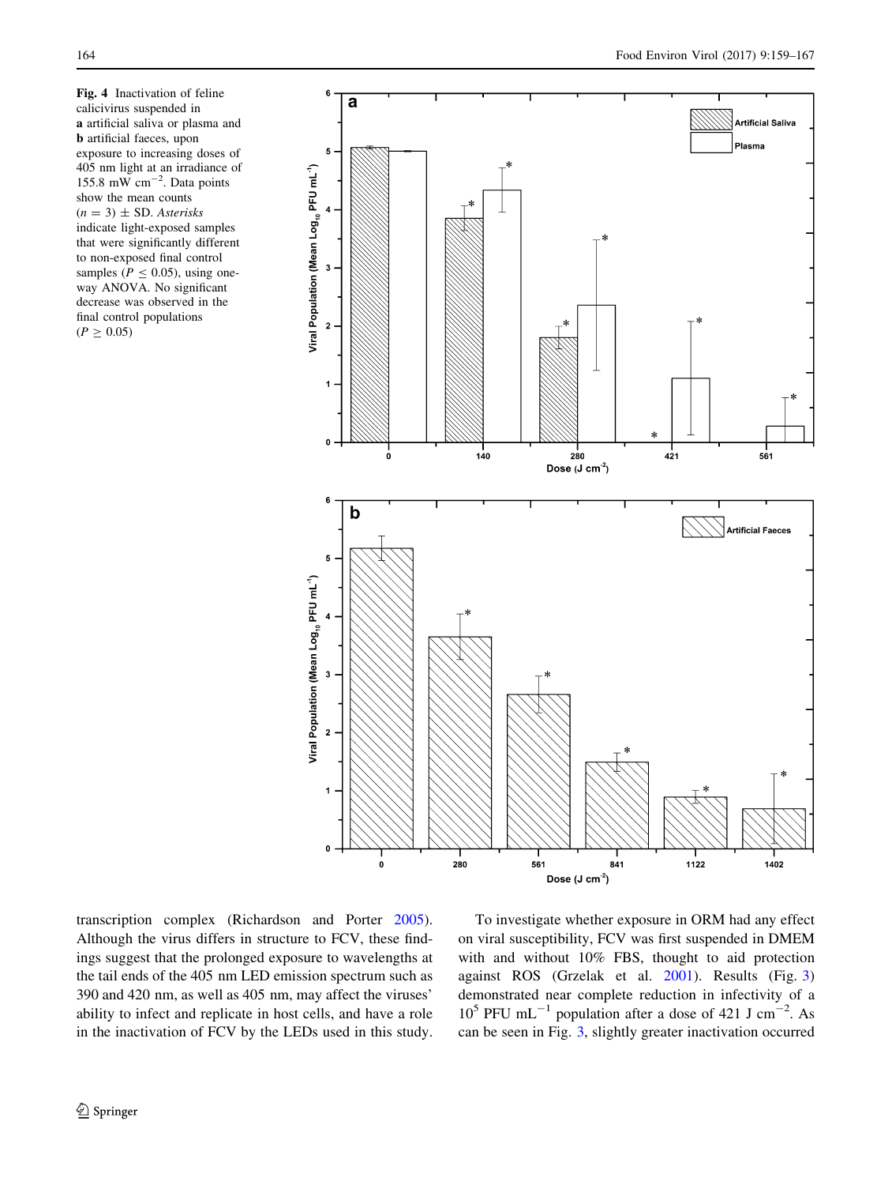**Fig. 4** Inactivation of feline calicivirus suspended in **a** artificial saliva or plasma and **b** artificial faeces, upon exposure to increasing doses of 405 nm light at an irradiance of 155.8 mW $cm^{-2}$. Data points show the mean counts ($n = 3$) ± SD. *Asterisks* indicate light-exposed samples that were significantly different to non-exposed final control samples ($P \leq 0.05$), using one-way ANOVA. No significant decrease was observed in the final control populations ($P \geq 0.05$)

transcription complex (Richardson and Porter 2005). Although the virus differs in structure to FCV, these findings suggest that the prolonged exposure to wavelengths at the tail ends of the 405 nm LED emission spectrum such as 390 and 420 nm, as well as 405 nm, may affect the viruses' ability to infect and replicate in host cells, and have a role in the inactivation of FCV by the LEDs used in this study.

To investigate whether exposure in ORM had any effect on viral susceptibility, FCV was first suspended in DMEM with and without 10% FBS, thought to aid protection against ROS (Grzelak et al. 2001). Results (Fig. 3) demonstrated near complete reduction in infectivity of a $10^5$ PFU $mL^{-1}$ population after a dose of 421 J $cm^{-2}$. As can be seen in Fig. 3, slightly greater inactivation occurred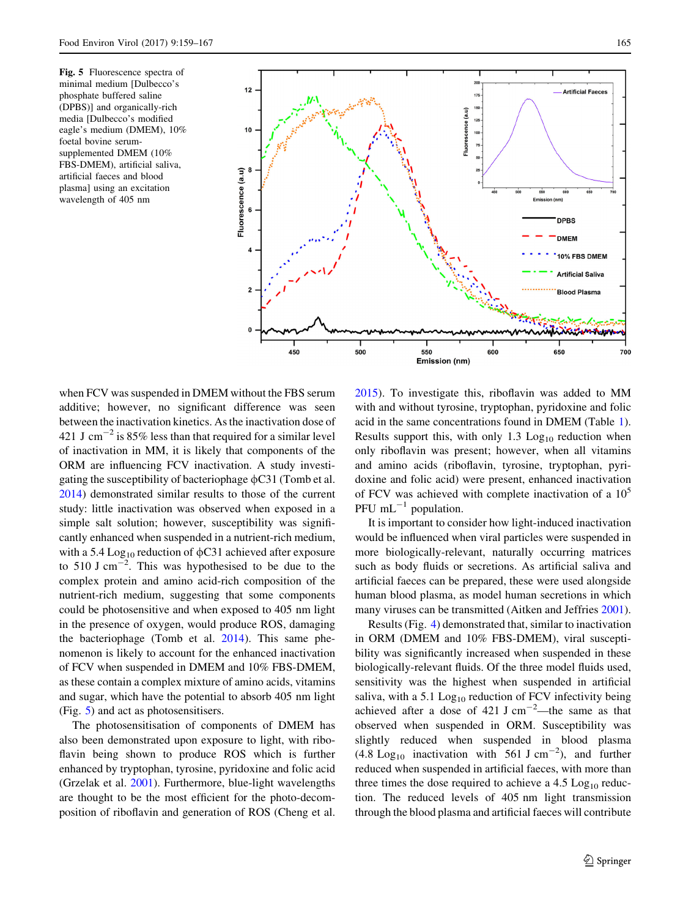**Fig. 5** Fluorescence spectra of minimal medium [Dulbecco's phosphate buffered saline (DPBS)] and organically-rich media [Dulbecco's modified eagle's medium (DMEM), 10% foetal bovine serum-supplemented DMEM (10% FBS-DMEM), artificial saliva, artificial faeces and blood plasma] using an excitation wavelength of 405 nm

when FCV was suspended in DMEM without the FBS serum additive; however, no significant difference was seen between the inactivation kinetics. As the inactivation dose of 421 J $cm^{-2}$ is 85% less than that required for a similar level of inactivation in MM, it is likely that components of the ORM are influencing FCV inactivation. A study investigating the susceptibility of bacteriophage ϕC31 (Tomb et al. 2014) demonstrated similar results to those of the current study: little inactivation was observed when exposed in a simple salt solution; however, susceptibility was significantly enhanced when suspended in a nutrient-rich medium, with a 5.4 $Log_{10}$ reduction of ϕC31 achieved after exposure to 510 J $cm^{-2}$. This was hypothesised to be due to the complex protein and amino acid-rich composition of the nutrient-rich medium, suggesting that some components could be photosensitive and when exposed to 405 nm light in the presence of oxygen, would produce ROS, damaging the bacteriophage (Tomb et al. 2014). This same phenomenon is likely to account for the enhanced inactivation of FCV when suspended in DMEM and 10% FBS-DMEM, as these contain a complex mixture of amino acids, vitamins and sugar, which have the potential to absorb 405 nm light (Fig. 5) and act as photosensitisers.

The photosensitisation of components of DMEM has also been demonstrated upon exposure to light, with riboflavin being shown to produce ROS which is further enhanced by tryptophan, tyrosine, pyridoxine and folic acid (Grzelak et al. 2001). Furthermore, blue-light wavelengths are thought to be the most efficient for the photo-decomposition of riboflavin and generation of ROS (Cheng et al. 2015). To investigate this, riboflavin was added to MM with and without tyrosine, tryptophan, pyridoxine and folic acid in the same concentrations found in DMEM (Table 1). Results support this, with only 1.3 $Log_{10}$ reduction when only riboflavin was present; however, when all vitamins and amino acids (riboflavin, tyrosine, tryptophan, pyridoxine and folic acid) were present, enhanced inactivation of FCV was achieved with complete inactivation of a $10^5$ PFU $mL^{-1}$ population.

It is important to consider how light-induced inactivation would be influenced when viral particles were suspended in more biologically-relevant, naturally occurring matrices such as body fluids or secretions. As artificial saliva and artificial faeces can be prepared, these were used alongside human blood plasma, as model human secretions in which many viruses can be transmitted (Aitken and Jeffries 2001).

Results (Fig. 4) demonstrated that, similar to inactivation in ORM (DMEM and 10% FBS-DMEM), viral susceptibility was significantly increased when suspended in these biologically-relevant fluids. Of the three model fluids used, sensitivity was the highest when suspended in artificial saliva, with a 5.1 $Log_{10}$ reduction of FCV infectivity being achieved after a dose of 421 J $cm^{-2}$—the same as that observed when suspended in ORM. Susceptibility was slightly reduced when suspended in blood plasma (4.8 $Log_{10}$ inactivation with 561 J $cm^{-2}$), and further reduced when suspended in artificial faeces, with more than three times the dose required to achieve a 4.5 $Log_{10}$ reduction. The reduced levels of 405 nm light transmission through the blood plasma and artificial faeces will contribute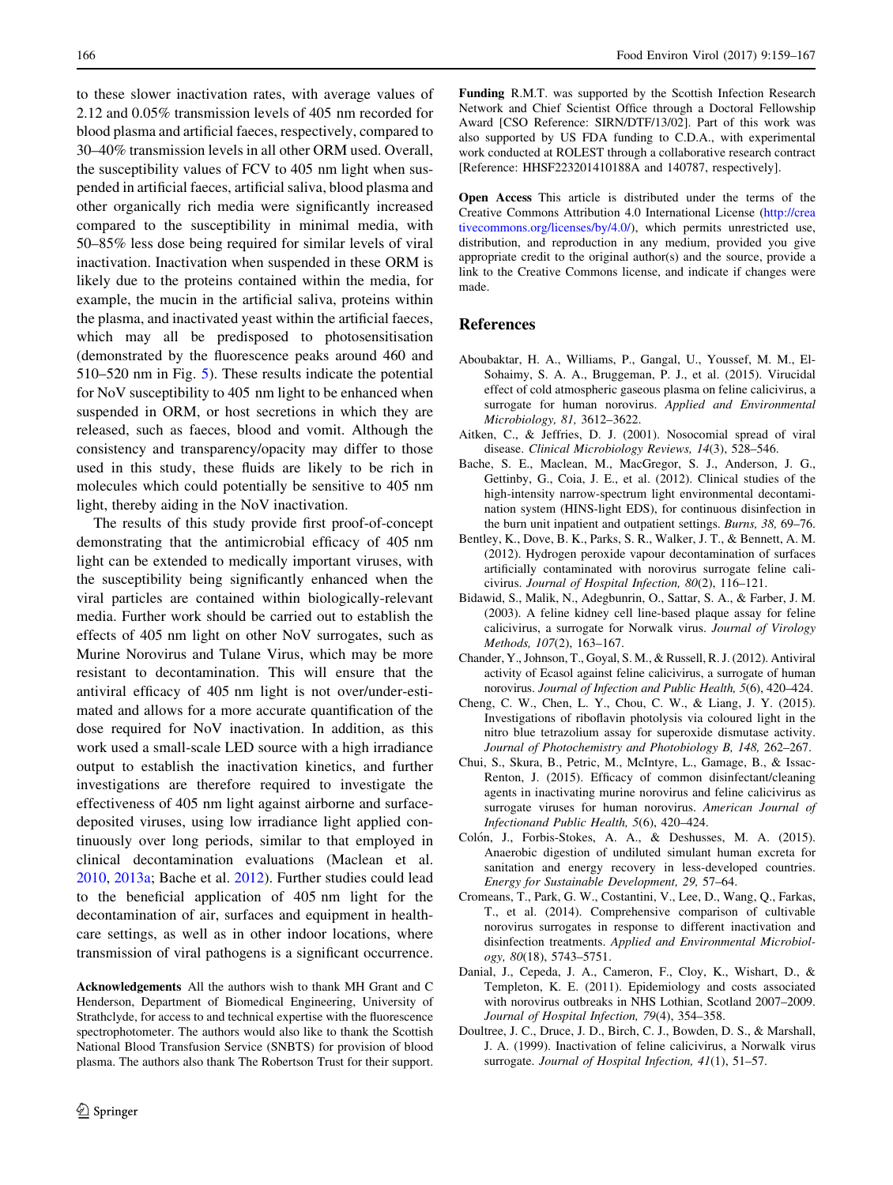to these slower inactivation rates, with average values of 2.12 and 0.05% transmission levels of 405 nm recorded for blood plasma and artificial faeces, respectively, compared to 30–40% transmission levels in all other ORM used. Overall, the susceptibility values of FCV to 405 nm light when suspended in artificial faeces, artificial saliva, blood plasma and other organically rich media were significantly increased compared to the susceptibility in minimal media, with 50–85% less dose being required for similar levels of viral inactivation. Inactivation when suspended in these ORM is likely due to the proteins contained within the media, for example, the mucin in the artificial saliva, proteins within the plasma, and inactivated yeast within the artificial faeces, which may all be predisposed to photosensitisation (demonstrated by the fluorescence peaks around 460 and 510–520 nm in Fig. 5). These results indicate the potential for NoV susceptibility to 405 nm light to be enhanced when suspended in ORM, or host secretions in which they are released, such as faeces, blood and vomit. Although the consistency and transparency/opacity may differ to those used in this study, these fluids are likely to be rich in molecules which could potentially be sensitive to 405 nm light, thereby aiding in the NoV inactivation.

The results of this study provide first proof-of-concept demonstrating that the antimicrobial efficacy of 405 nm light can be extended to medically important viruses, with the susceptibility being significantly enhanced when the viral particles are contained within biologically-relevant media. Further work should be carried out to establish the effects of 405 nm light on other NoV surrogates, such as Murine Norovirus and Tulane Virus, which may be more resistant to decontamination. This will ensure that the antiviral efficacy of 405 nm light is not over/under-estimated and allows for a more accurate quantification of the dose required for NoV inactivation. In addition, as this work used a small-scale LED source with a high irradiance output to establish the inactivation kinetics, and further investigations are therefore required to investigate the effectiveness of 405 nm light against airborne and surface-deposited viruses, using low irradiance light applied continuously over long periods, similar to that employed in clinical decontamination evaluations (Maclean et al. 2010, 2013a; Bache et al. 2012). Further studies could lead to the beneficial application of 405 nm light for the decontamination of air, surfaces and equipment in healthcare settings, as well as in other indoor locations, where transmission of viral pathogens is a significant occurrence.

**Acknowledgements** All the authors wish to thank MH Grant and C Henderson, Department of Biomedical Engineering, University of Strathclyde, for access to and technical expertise with the fluorescence spectrophotometer. The authors would also like to thank the Scottish National Blood Transfusion Service (SNBTS) for provision of blood plasma. The authors also thank The Robertson Trust for their support.

**Funding** R.M.T. was supported by the Scottish Infection Research Network and Chief Scientist Office through a Doctoral Fellowship Award [CSO Reference: SIRN/DTF/13/02]. Part of this work was also supported by US FDA funding to C.D.A., with experimental work conducted at ROLEST through a collaborative research contract [Reference: HHSF223201410188A and 140787, respectively].

**Open Access** This article is distributed under the terms of the Creative Commons Attribution 4.0 International License (http://creativecommons.org/licenses/by/4.0/), which permits unrestricted use, distribution, and reproduction in any medium, provided you give appropriate credit to the original author(s) and the source, provide a link to the Creative Commons license, and indicate if changes were made.

## References

Aboubaktar, H. A., Williams, P., Gangal, U., Youssef, M. M., El-Sohaimy, S. A. A., Bruggeman, P. J., et al. (2015). Virucidal effect of cold atmospheric gaseous plasma on feline calicivirus, a surrogate for human norovirus. *Applied and Environmental Microbiology, 81,* 3612–3622.

Aitken, C., & Jeffries, D. J. (2001). Nosocomial spread of viral disease. *Clinical Microbiology Reviews, 14*(3), 528–546.

Bache, S. E., Maclean, M., MacGregor, S. J., Anderson, J. G., Gettinby, G., Coia, J. E., et al. (2012). Clinical studies of the high-intensity narrow-spectrum light environmental decontamination system (HINS-light EDS), for continuous disinfection in the burn unit inpatient and outpatient settings. *Burns, 38,* 69–76.

Bentley, K., Dove, B. K., Parks, S. R., Walker, J. T., & Bennett, A. M. (2012). Hydrogen peroxide vapour decontamination of surfaces artificially contaminated with norovirus surrogate feline calicivirus. *Journal of Hospital Infection, 80*(2), 116–121.

Bidawid, S., Malik, N., Adegbunrin, O., Sattar, S. A., & Farber, J. M. (2003). A feline kidney cell line-based plaque assay for feline calicivirus, a surrogate for Norwalk virus. *Journal of Virology Methods, 107*(2), 163–167.

Chander, Y., Johnson, T., Goyal, S. M., & Russell, R. J. (2012). Antiviral activity of Ecasol against feline calicivirus, a surrogate of human norovirus. *Journal of Infection and Public Health, 5*(6), 420–424.

Cheng, C. W., Chen, L. Y., Chou, C. W., & Liang, J. Y. (2015). Investigations of riboflavin photolysis via coloured light in the nitro blue tetrazolium assay for superoxide dismutase activity. *Journal of Photochemistry and Photobiology B, 148,* 262–267.

Chui, S., Skura, B., Petric, M., McIntyre, L., Gamage, B., & Issac-Renton, J. (2015). Efficacy of common disinfectant/cleaning agents in inactivating murine norovirus and feline calicivirus as surrogate viruses for human norovirus. *American Journal of Infectionand Public Health, 5*(6), 420–424.

Colón, J., Forbis-Stokes, A. A., & Deshusses, M. A. (2015). Anaerobic digestion of undiluted simulant human excreta for sanitation and energy recovery in less-developed countries. *Energy for Sustainable Development, 29,* 57–64.

Cromeans, T., Park, G. W., Costantini, V., Lee, D., Wang, Q., Farkas, T., et al. (2014). Comprehensive comparison of cultivable norovirus surrogates in response to different inactivation and disinfection treatments. *Applied and Environmental Microbiology, 80*(18), 5743–5751.

Danial, J., Cepeda, J. A., Cameron, F., Cloy, K., Wishart, D., & Templeton, K. E. (2011). Epidemiology and costs associated with norovirus outbreaks in NHS Lothian, Scotland 2007–2009. *Journal of Hospital Infection, 79*(4), 354–358.

Doultree, J. C., Druce, J. D., Birch, C. J., Bowden, D. S., & Marshall, J. A. (1999). Inactivation of feline calicivirus, a Norwalk virus surrogate. *Journal of Hospital Infection, 41*(1), 51–57.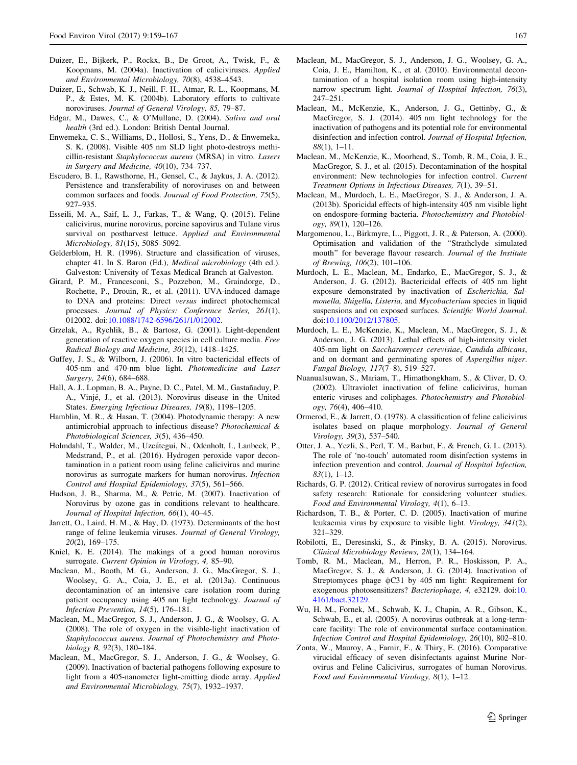Duizer, E., Bijkerk, P., Rockx, B., De Groot, A., Twisk, F., & Koopmans, M. (2004a). Inactivation of caliciviruses. *Applied and Environmental Microbiology, 70*(8), 4538–4543.

Duizer, E., Schwab, K. J., Neill, F. H., Atmar, R. L., Koopmans, M. P., & Estes, M. K. (2004b). Laboratory efforts to cultivate noroviruses. *Journal of General Virology, 85,* 79–87.

Edgar, M., Dawes, C., & O'Mullane, D. (2004). *Saliva and oral health* (3rd ed.). London: British Dental Journal.

Enwemeka, C. S., Williams, D., Hollosi, S., Yens, D., & Enwemeka, S. K. (2008). Visible 405 nm SLD light photo-destroys methicillin-resistant *Staphylococcus aureus* (MRSA) in vitro. *Lasers in Surgery and Medicine, 40*(10), 734–737.

Escudero, B. I., Rawsthorne, H., Gensel, C., & Jaykus, J. A. (2012). Persistence and transferability of noroviruses on and between common surfaces and foods. *Journal of Food Protection, 75*(5), 927–935.

Esseili, M. A., Saif, L. J., Farkas, T., & Wang, Q. (2015). Feline calicivirus, murine norovirus, porcine sapovirus and Tulane virus survival on postharvest lettuce. *Applied and Environmental Microbiology, 81*(15), 5085–5092.

Gelderblom, H. R. (1996). Structure and classification of viruses, chapter 41. In S. Baron (Ed.), *Medical microbiology* (4th ed.). Galveston: University of Texas Medical Branch at Galveston.

Girard, P. M., Francesconi, S., Pozzebon, M., Graindorge, D., Rochette, P., Drouin, R., et al. (2011). UVA-induced damage to DNA and proteins: Direct *versus* indirect photochemical processes. *Journal of Physics: Conference Series, 261*(1), 012002. doi:10.1088/1742-6596/261/1/012002.

Grzelak, A., Rychlik, B., & Bartosz, G. (2001). Light-dependent generation of reactive oxygen species in cell culture media. *Free Radical Biology and Medicine, 30*(12), 1418–1425.

Guffey, J. S., & Wilborn, J. (2006). In vitro bactericidal effects of 405-nm and 470-nm blue light. *Photomedicine and Laser Surgery, 24*(6), 684–688.

Hall, A. J., Lopman, B. A., Payne, D. C., Patel, M. M., Gastañaduy, P. A., Vinjé, J., et al. (2013). Norovirus disease in the United States. *Emerging Infectious Diseases, 19*(8), 1198–1205.

Hamblin, M. R., & Hasan, T. (2004). Photodynamic therapy: A new antimicrobial approach to infectious disease? *Photochemical & Photobiological Sciences, 3*(5), 436–450.

Holmdahl, T., Walder, M., Uzcátegui, N., Odenholt, I., Lanbeck, P., Medstrand, P., et al. (2016). Hydrogen peroxide vapor decontamination in a patient room using feline calicivirus and murine norovirus as surrogate markers for human norovirus. *Infection Control and Hospital Epidemiology, 37*(5), 561–566.

Hudson, J. B., Sharma, M., & Petric, M. (2007). Inactivation of Norovirus by ozone gas in conditions relevant to healthcare. *Journal of Hospital Infection, 66*(1), 40–45.

Jarrett, O., Laird, H. M., & Hay, D. (1973). Determinants of the host range of feline leukemia viruses. *Journal of General Virology, 20*(2), 169–175.

Kniel, K. E. (2014). The makings of a good human norovirus surrogate. *Current Opinion in Virology, 4,* 85–90.

Maclean, M., Booth, M. G., Anderson, J. G., MacGregor, S. J., Woolsey, G. A., Coia, J. E., et al. (2013a). Continuous decontamination of an intensive care isolation room during patient occupancy using 405 nm light technology. *Journal of Infection Prevention, 14*(5), 176–181.

Maclean, M., MacGregor, S. J., Anderson, J. G., & Woolsey, G. A. (2008). The role of oxygen in the visible-light inactivation of *Staphylococcus aureus*. *Journal of Photochemistry and Photobiology B, 92*(3), 180–184.

Maclean, M., MacGregor, S. J., Anderson, J. G., & Woolsey, G. (2009). Inactivation of bacterial pathogens following exposure to light from a 405-nanometer light-emitting diode array. *Applied and Environmental Microbiology, 75*(7), 1932–1937.

Maclean, M., MacGregor, S. J., Anderson, J. G., Woolsey, G. A., Coia, J. E., Hamilton, K., et al. (2010). Environmental decontamination of a hospital isolation room using high-intensity narrow spectrum light. *Journal of Hospital Infection, 76*(3), 247–251.

Maclean, M., McKenzie, K., Anderson, J. G., Gettinby, G., & MacGregor, S. J. (2014). 405 nm light technology for the inactivation of pathogens and its potential role for environmental disinfection and infection control. *Journal of Hospital Infection, 88*(1), 1–11.

Maclean, M., McKenzie, K., Moorhead, S., Tomb, R. M., Coia, J. E., MacGregor, S. J., et al. (2015). Decontamination of the hospital environment: New technologies for infection control. *Current Treatment Options in Infectious Diseases, 7*(1), 39–51.

Maclean, M., Murdoch, L. E., MacGregor, S. J., & Anderson, J. A. (2013b). Sporicidal effects of high-intensity 405 nm visible light on endospore-forming bacteria. *Photochemistry and Photobiology, 89*(1), 120–126.

Margomenou, L., Birkmyre, L., Piggott, J. R., & Paterson, A. (2000). Optimisation and validation of the "Strathclyde simulated mouth" for beverage flavour research. *Journal of the Institute of Brewing, 106*(2), 101–106.

Murdoch, L. E., Maclean, M., Endarko, E., MacGregor, S. J., & Anderson, J. G. (2012). Bactericidal effects of 405 nm light exposure demonstrated by inactivation of *Escherichia, Salmonella, Shigella, Listeria,* and *Mycobacterium* species in liquid suspensions and on exposed surfaces. *Scientific World Journal*. doi:10.1100/2012/137805.

Murdoch, L. E., McKenzie, K., Maclean, M., MacGregor, S. J., & Anderson, J. G. (2013). Lethal effects of high-intensity violet 405-nm light on *Saccharomyces cerevisiae*, *Candida albicans*, and on dormant and germinating spores of *Aspergillus niger*. *Fungal Biology, 117*(7–8), 519–527.

Nuanualsuwan, S., Mariam, T., Himathongkham, S., & Cliver, D. O. (2002). Ultraviolet inactivation of feline calicivirus, human enteric viruses and coliphages. *Photochemistry and Photobiology, 76*(4), 406–410.

Ormerod, E., & Jarrett, O. (1978). A classification of feline calicivirus isolates based on plaque morphology. *Journal of General Virology, 39*(3), 537–540.

Otter, J. A., Yezli, S., Perl, T. M., Barbut, F., & French, G. L. (2013). The role of 'no-touch' automated room disinfection systems in infection prevention and control. *Journal of Hospital Infection, 83*(1), 1–13.

Richards, G. P. (2012). Critical review of norovirus surrogates in food safety research: Rationale for considering volunteer studies. *Food and Environmental Virology, 4*(1), 6–13.

Richardson, T. B., & Porter, C. D. (2005). Inactivation of murine leukaemia virus by exposure to visible light. *Virology, 341*(2), 321–329.

Robilotti, E., Deresinski, S., & Pinsky, B. A. (2015). Norovirus. *Clinical Microbiology Reviews, 28*(1), 134–164.

Tomb, R. M., Maclean, M., Herron, P. R., Hoskisson, P. A., MacGregor, S. J., & Anderson, J. G. (2014). Inactivation of Streptomyces phage ϕC31 by 405 nm light: Requirement for exogenous photosensitizers? *Bacteriophage, 4,* e32129. doi:10.4161/bact.32129.

Wu, H. M., Fornek, M., Schwab, K. J., Chapin, A. R., Gibson, K., Schwab, E., et al. (2005). A norovirus outbreak at a long-term-care facility: The role of environmental surface contamination. *Infection Control and Hospital Epidemiology, 26*(10), 802–810.

Zonta, W., Mauroy, A., Farnir, F., & Thiry, E. (2016). Comparative virucidal efficacy of seven disinfectants against Murine Norovirus and Feline Calicivirus, surrogates of human Norovirus. *Food and Environmental Virology, 8*(1), 1–12.